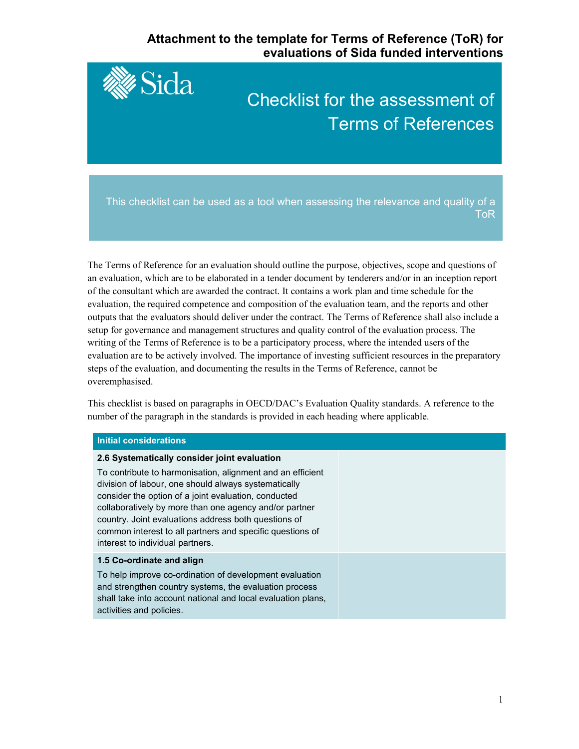**Attachment to the template for Terms of Reference (ToR) for evaluations of Sida funded interventions**

Sida

# Checklist for the assessment of Terms of References

This checklist can be used as a tool when assessing the relevance and quality of a ToR

The Terms of Reference for an evaluation should outline the purpose, objectives, scope and questions of an evaluation, which are to be elaborated in a tender document by tenderers and/or in an inception report of the consultant which are awarded the contract. It contains a work plan and time schedule for the evaluation, the required competence and composition of the evaluation team, and the reports and other outputs that the evaluators should deliver under the contract. The Terms of Reference shall also include a setup for governance and management structures and quality control of the evaluation process. The writing of the Terms of Reference is to be a participatory process, where the intended users of the evaluation are to be actively involved. The importance of investing sufficient resources in the preparatory steps of the evaluation, and documenting the results in the Terms of Reference, cannot be overemphasised.

This checklist is based on paragraphs in OECD/DAC's Evaluation Quality standards. A reference to the number of the paragraph in the standards is provided in each heading where applicable.

| Initial considerations | |
|---|---|
| **2.6 Systematically consider joint evaluation**<br>To contribute to harmonisation, alignment and an efficient division of labour, one should always systematically consider the option of a joint evaluation, conducted collaboratively by more than one agency and/or partner country. Joint evaluations address both questions of common interest to all partners and specific questions of interest to individual partners. | |
| **1.5 Co-ordinate and align**<br>To help improve co-ordination of development evaluation and strengthen country systems, the evaluation process shall take into account national and local evaluation plans, activities and policies. | |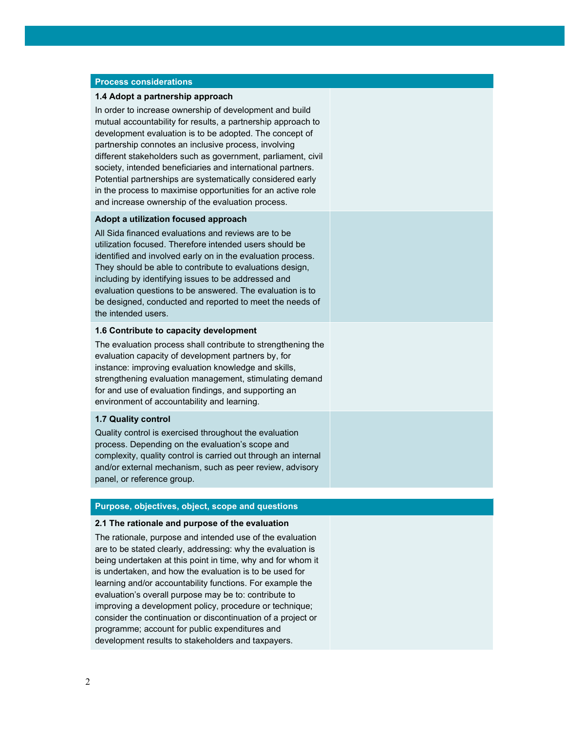| Process considerations | |
|---|---|
| **1.4 Adopt a partnership approach**<br>In order to increase ownership of development and build mutual accountability for results, a partnership approach to development evaluation is to be adopted. The concept of partnership connotes an inclusive process, involving different stakeholders such as government, parliament, civil society, intended beneficiaries and international partners. Potential partnerships are systematically considered early in the process to maximise opportunities for an active role and increase ownership of the evaluation process. | |
| **Adopt a utilization focused approach**<br>All Sida financed evaluations and reviews are to be utilization focused. Therefore intended users should be identified and involved early on in the evaluation process. They should be able to contribute to evaluations design, including by identifying issues to be addressed and evaluation questions to be answered. The evaluation is to be designed, conducted and reported to meet the needs of the intended users. | |
| **1.6 Contribute to capacity development**<br>The evaluation process shall contribute to strengthening the evaluation capacity of development partners by, for instance: improving evaluation knowledge and skills, strengthening evaluation management, stimulating demand for and use of evaluation findings, and supporting an environment of accountability and learning. | |
| **1.7 Quality control**<br>Quality control is exercised throughout the evaluation process. Depending on the evaluation's scope and complexity, quality control is carried out through an internal and/or external mechanism, such as peer review, advisory panel, or reference group. | |

| Purpose, objectives, object, scope and questions | |
|---|---|
| **2.1 The rationale and purpose of the evaluation**<br>The rationale, purpose and intended use of the evaluation are to be stated clearly, addressing: why the evaluation is being undertaken at this point in time, why and for whom it is undertaken, and how the evaluation is to be used for learning and/or accountability functions. For example the evaluation's overall purpose may be to: contribute to improving a development policy, procedure or technique; consider the continuation or discontinuation of a project or programme; account for public expenditures and development results to stakeholders and taxpayers. | |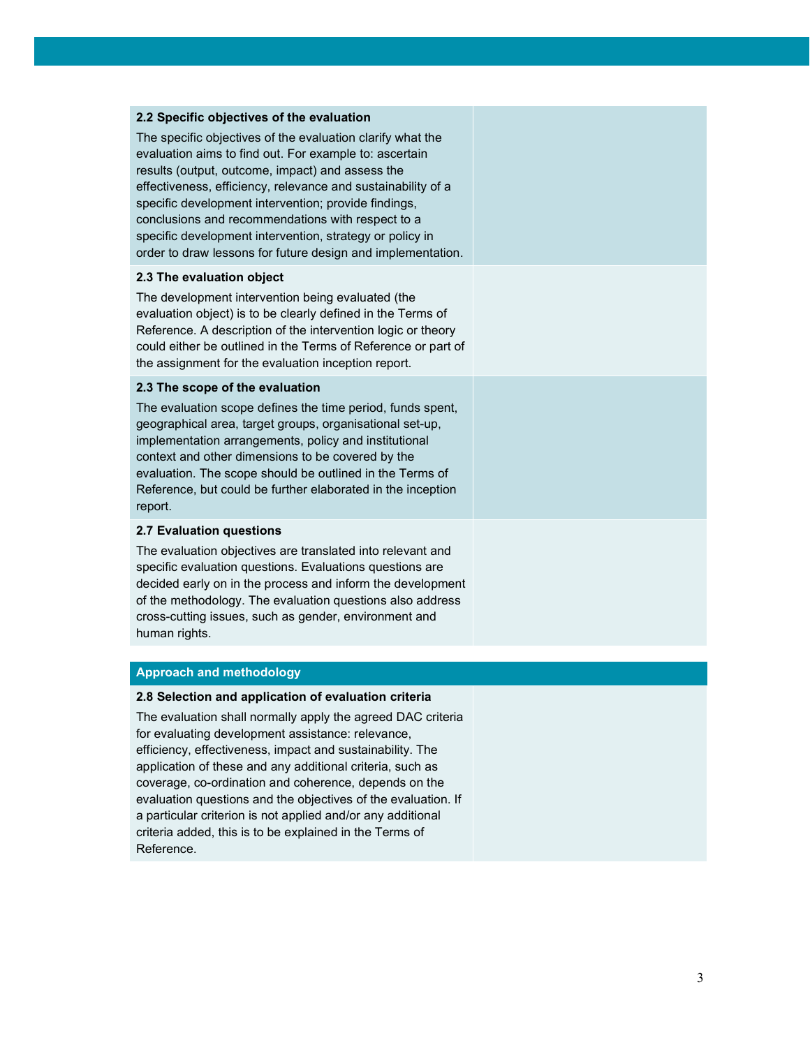| | |
|---|---|
| **2.2 Specific objectives of the evaluation**<br>The specific objectives of the evaluation clarify what the evaluation aims to find out. For example to: ascertain results (output, outcome, impact) and assess the effectiveness, efficiency, relevance and sustainability of a specific development intervention; provide findings, conclusions and recommendations with respect to a specific development intervention, strategy or policy in order to draw lessons for future design and implementation. | |
| **2.3 The evaluation object**<br>The development intervention being evaluated (the evaluation object) is to be clearly defined in the Terms of Reference. A description of the intervention logic or theory could either be outlined in the Terms of Reference or part of the assignment for the evaluation inception report. | |
| **2.3 The scope of the evaluation**<br>The evaluation scope defines the time period, funds spent, geographical area, target groups, organisational set-up, implementation arrangements, policy and institutional context and other dimensions to be covered by the evaluation. The scope should be outlined in the Terms of Reference, but could be further elaborated in the inception report. | |
| **2.7 Evaluation questions**<br>The evaluation objectives are translated into relevant and specific evaluation questions. Evaluations questions are decided early on in the process and inform the development of the methodology. The evaluation questions also address cross-cutting issues, such as gender, environment and human rights. | |

| **Approach and methodology** | |
|---|---|
| **2.8 Selection and application of evaluation criteria**<br>The evaluation shall normally apply the agreed DAC criteria for evaluating development assistance: relevance, efficiency, effectiveness, impact and sustainability. The application of these and any additional criteria, such as coverage, co-ordination and coherence, depends on the evaluation questions and the objectives of the evaluation. If a particular criterion is not applied and/or any additional criteria added, this is to be explained in the Terms of Reference. | |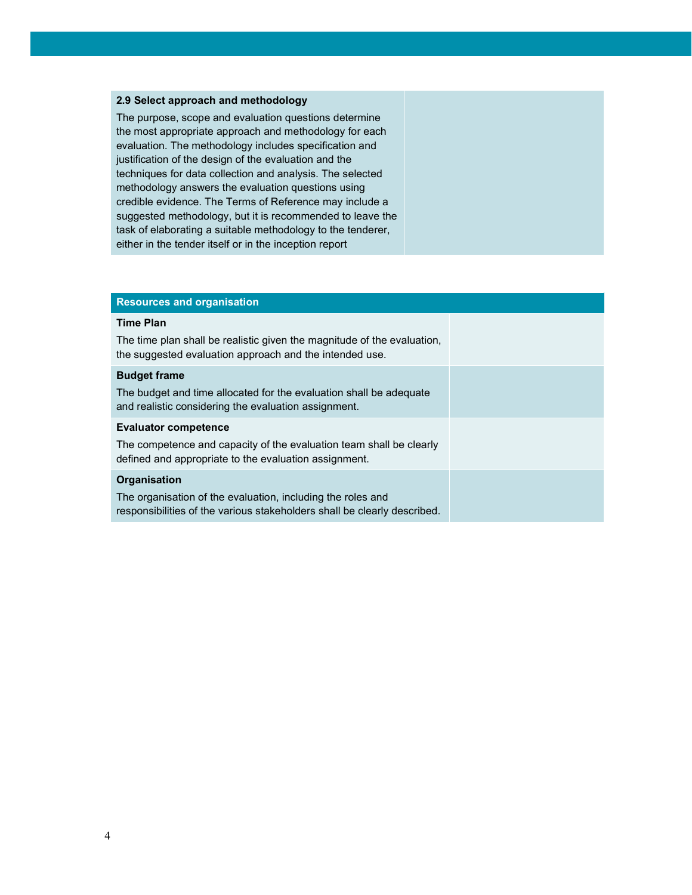| | |
|---|---|
| **2.9 Select approach and methodology**<br>The purpose, scope and evaluation questions determine the most appropriate approach and methodology for each evaluation. The methodology includes specification and justification of the design of the evaluation and the techniques for data collection and analysis. The selected methodology answers the evaluation questions using credible evidence. The Terms of Reference may include a suggested methodology, but it is recommended to leave the task of elaborating a suitable methodology to the tenderer, either in the tender itself or in the inception report | |

| Resources and organisation | |
|---|---|
| **Time Plan**<br>The time plan shall be realistic given the magnitude of the evaluation, the suggested evaluation approach and the intended use. | |
| **Budget frame**<br>The budget and time allocated for the evaluation shall be adequate and realistic considering the evaluation assignment. | |
| **Evaluator competence**<br>The competence and capacity of the evaluation team shall be clearly defined and appropriate to the evaluation assignment. | |
| **Organisation**<br>The organisation of the evaluation, including the roles and responsibilities of the various stakeholders shall be clearly described. | |